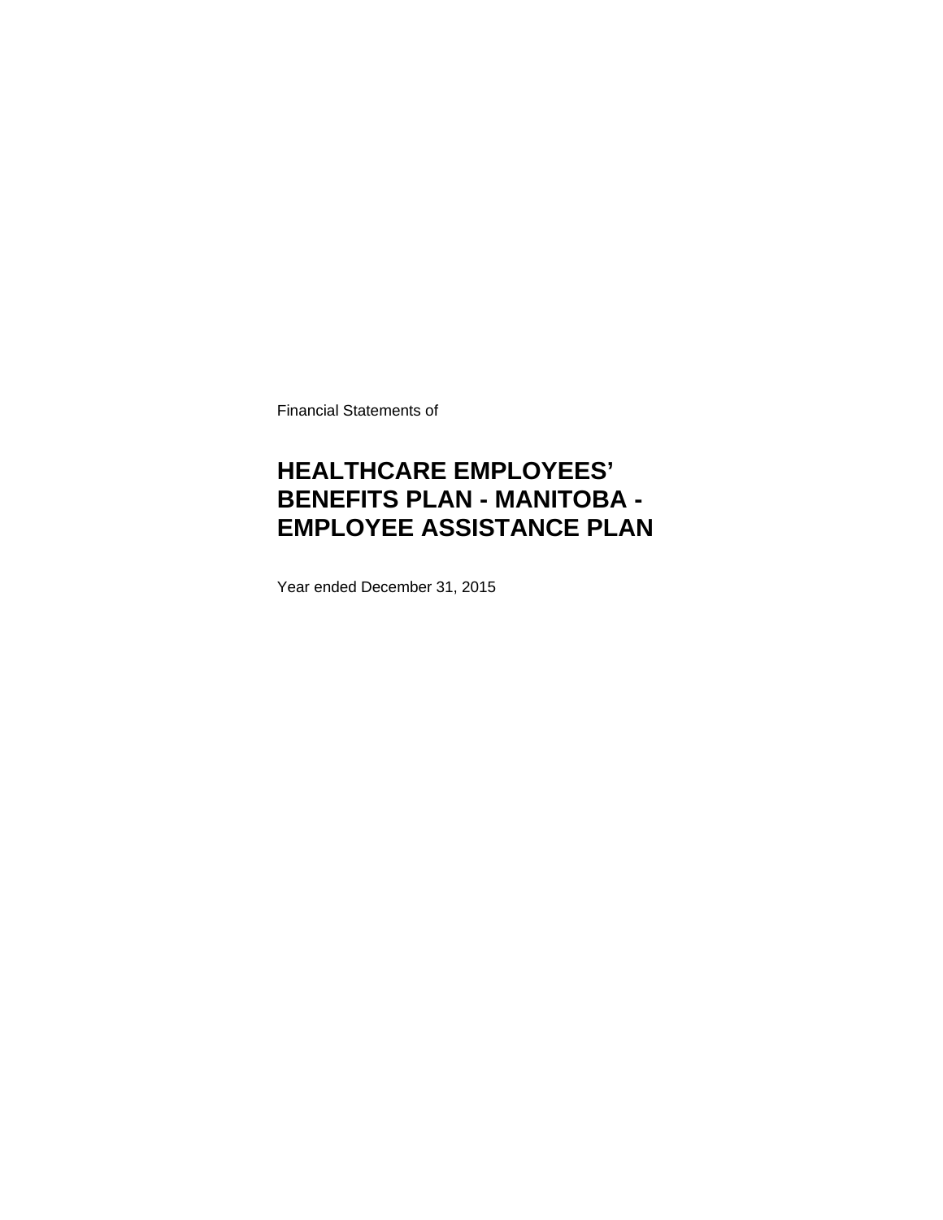Financial Statements of

# HEALTHCARE EMPLOYEES' BENEFITS PLAN - MANITOBA - EMPLOYEE ASSISTANCE PLAN

Year ended December 31, 2015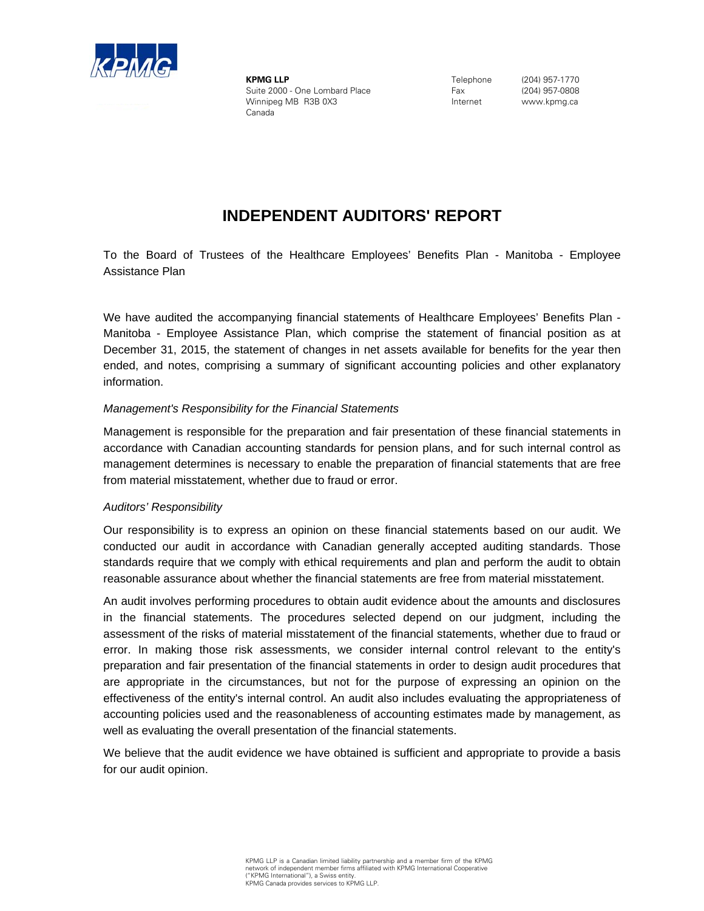**KPMG LLP**
Suite 2000 - One Lombard Place
Winnipeg MB R3B 0X3
Canada

Telephone (204) 957-1770
Fax (204) 957-0808
Internet www.kpmg.ca

# INDEPENDENT AUDITORS' REPORT

To the Board of Trustees of the Healthcare Employees' Benefits Plan - Manitoba - Employee Assistance Plan

We have audited the accompanying financial statements of Healthcare Employees' Benefits Plan - Manitoba - Employee Assistance Plan, which comprise the statement of financial position as at December 31, 2015, the statement of changes in net assets available for benefits for the year then ended, and notes, comprising a summary of significant accounting policies and other explanatory information.

*Management's Responsibility for the Financial Statements*

Management is responsible for the preparation and fair presentation of these financial statements in accordance with Canadian accounting standards for pension plans, and for such internal control as management determines is necessary to enable the preparation of financial statements that are free from material misstatement, whether due to fraud or error.

*Auditors' Responsibility*

Our responsibility is to express an opinion on these financial statements based on our audit. We conducted our audit in accordance with Canadian generally accepted auditing standards. Those standards require that we comply with ethical requirements and plan and perform the audit to obtain reasonable assurance about whether the financial statements are free from material misstatement.

An audit involves performing procedures to obtain audit evidence about the amounts and disclosures in the financial statements. The procedures selected depend on our judgment, including the assessment of the risks of material misstatement of the financial statements, whether due to fraud or error. In making those risk assessments, we consider internal control relevant to the entity's preparation and fair presentation of the financial statements in order to design audit procedures that are appropriate in the circumstances, but not for the purpose of expressing an opinion on the effectiveness of the entity's internal control. An audit also includes evaluating the appropriateness of accounting policies used and the reasonableness of accounting estimates made by management, as well as evaluating the overall presentation of the financial statements.

We believe that the audit evidence we have obtained is sufficient and appropriate to provide a basis for our audit opinion.

KPMG LLP is a Canadian limited liability partnership and a member firm of the KPMG network of independent member firms affiliated with KPMG International Cooperative ("KPMG International"), a Swiss entity.
KPMG Canada provides services to KPMG LLP.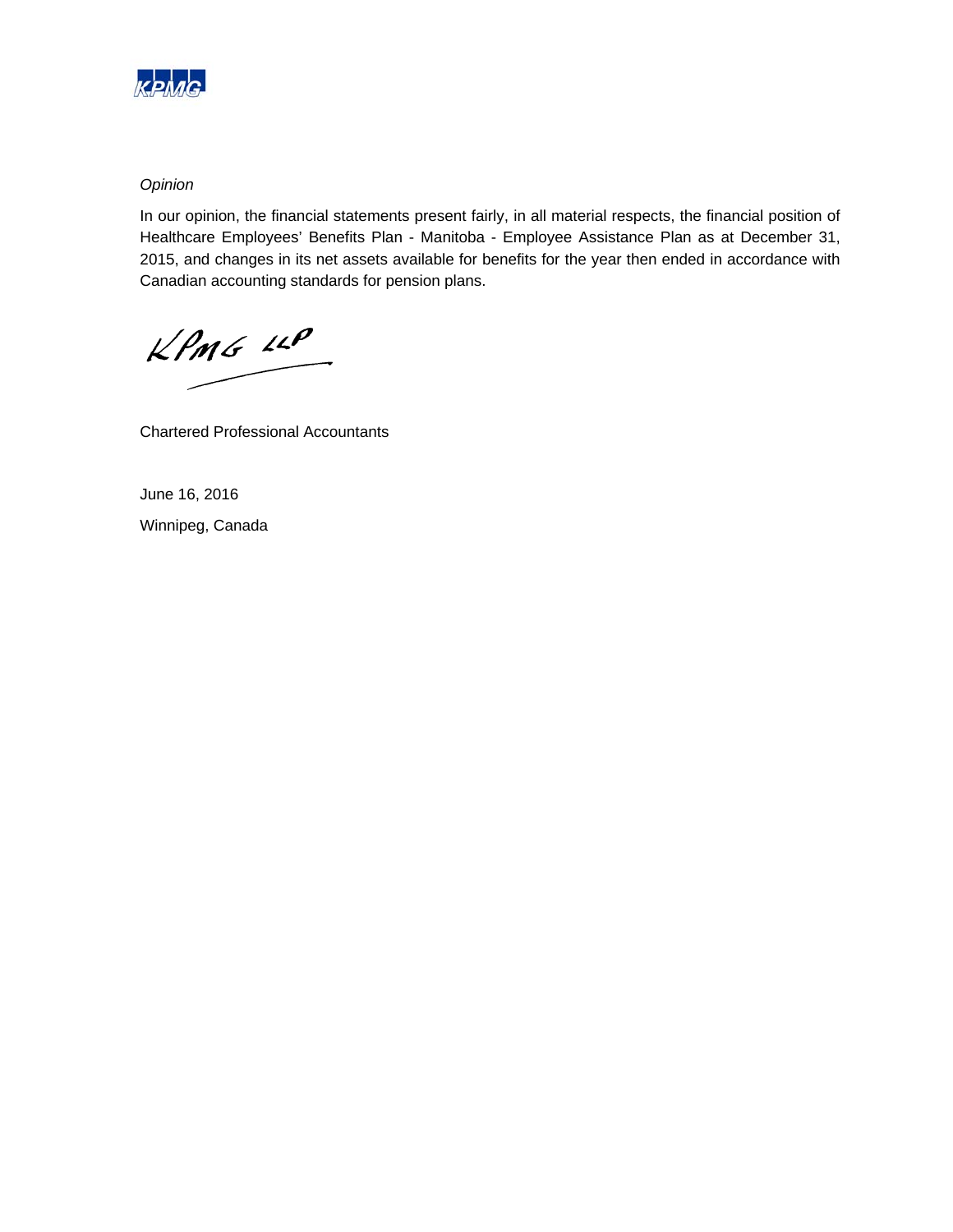*Opinion*

In our opinion, the financial statements present fairly, in all material respects, the financial position of Healthcare Employees' Benefits Plan - Manitoba - Employee Assistance Plan as at December 31, 2015, and changes in its net assets available for benefits for the year then ended in accordance with Canadian accounting standards for pension plans.

KPMG LLP

Chartered Professional Accountants

June 16, 2016

Winnipeg, Canada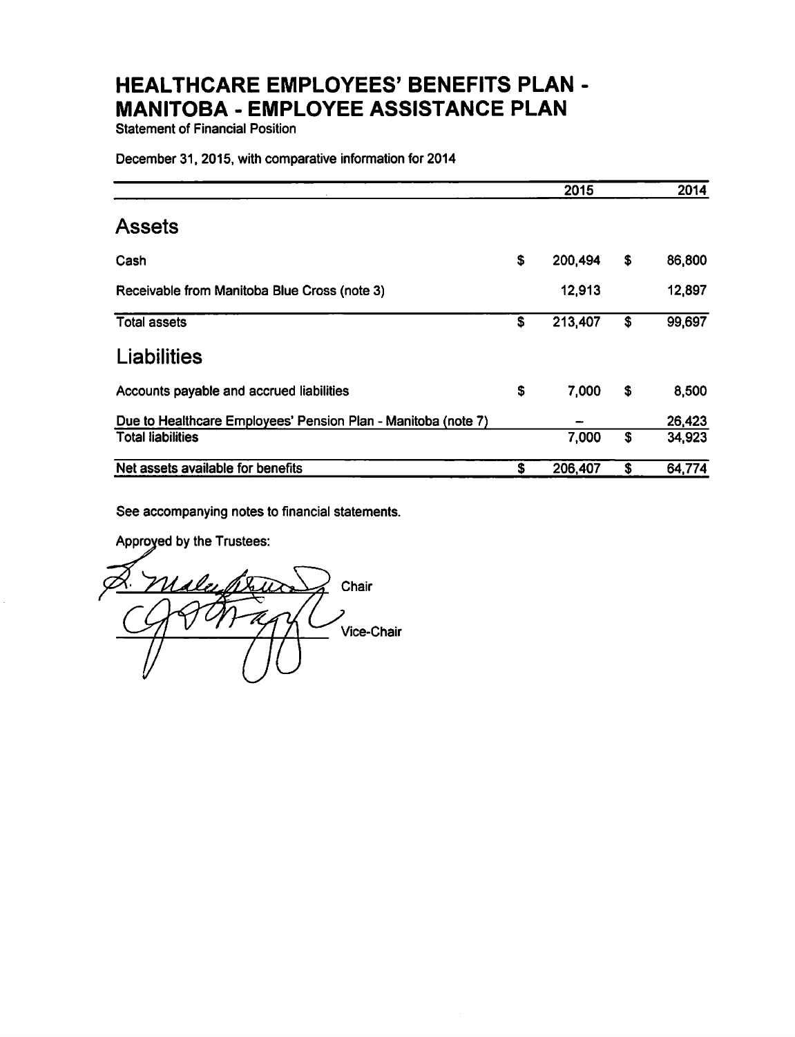# HEALTHCARE EMPLOYEES' BENEFITS PLAN - MANITOBA - EMPLOYEE ASSISTANCE PLAN

Statement of Financial Position

December 31, 2015, with comparative information for 2014

| | 2015 | 2014 |
|---|---|---|
| **Assets** | | |
| Cash | $ 200,494 | $ 86,800 |
| Receivable from Manitoba Blue Cross (note 3) | 12,913 | 12,897 |
| Total assets | $ 213,407 | $ 99,697 |
| **Liabilities** | | |
| Accounts payable and accrued liabilities | $ 7,000 | $ 8,500 |
| Due to Healthcare Employees' Pension Plan - Manitoba (note 7) | – | 26,423 |
| Total liabilities | 7,000 | $ 34,923 |
| Net assets available for benefits | $ 206,407 | $ 64,774 |

See accompanying notes to financial statements.

Approved by the Trustees:

Chair

Vice-Chair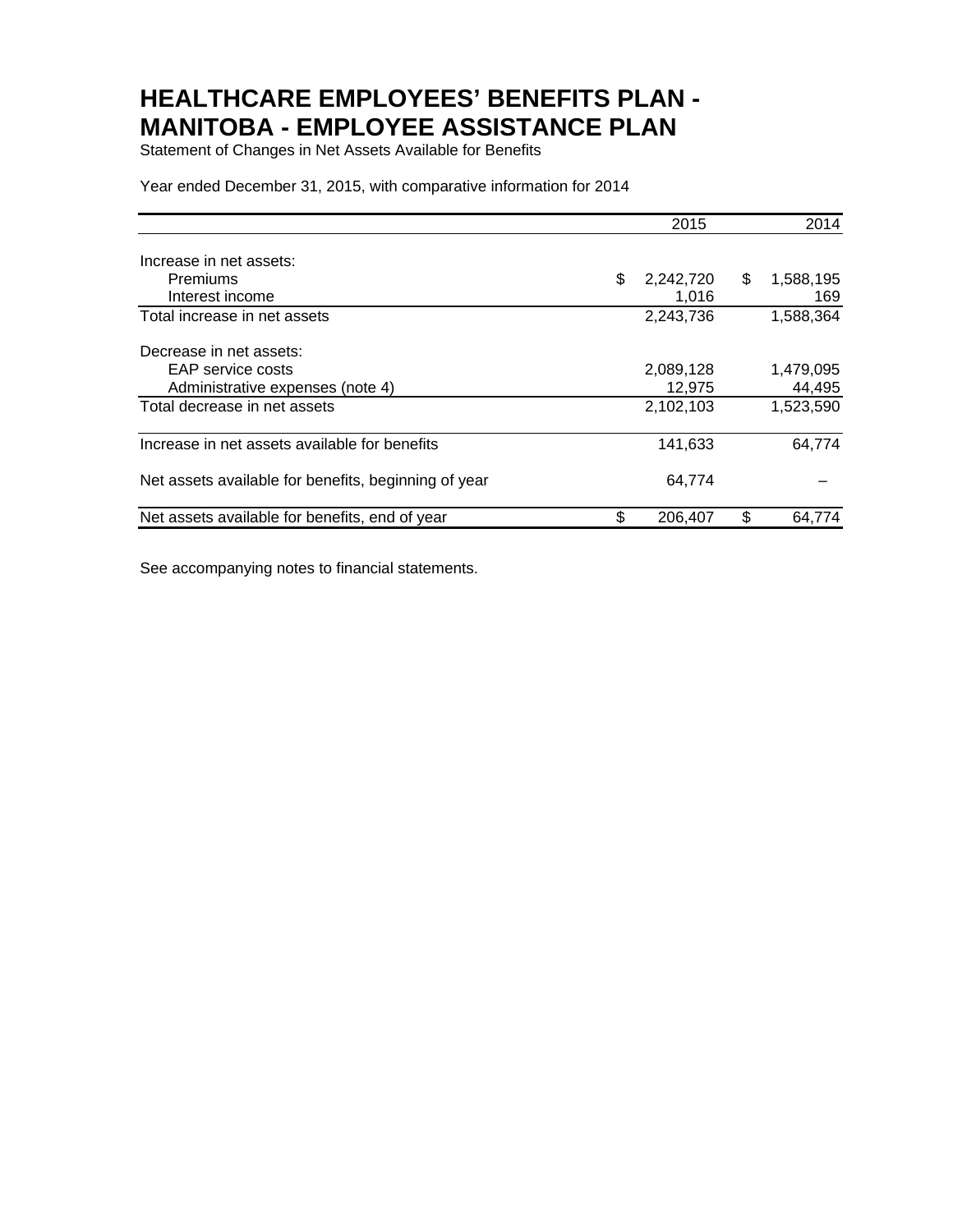# HEALTHCARE EMPLOYEES' BENEFITS PLAN - MANITOBA - EMPLOYEE ASSISTANCE PLAN

Statement of Changes in Net Assets Available for Benefits

Year ended December 31, 2015, with comparative information for 2014

| | 2015 | 2014 |
|---|---|---|
| Increase in net assets: | | |
| Premiums | $ 2,242,720 | $ 1,588,195 |
| Interest income | 1,016 | 169 |
| Total increase in net assets | 2,243,736 | 1,588,364 |
| Decrease in net assets: | | |
| EAP service costs | 2,089,128 | 1,479,095 |
| Administrative expenses (note 4) | 12,975 | 44,495 |
| Total decrease in net assets | 2,102,103 | 1,523,590 |
| Increase in net assets available for benefits | 141,633 | 64,774 |
| Net assets available for benefits, beginning of year | 64,774 | – |
| Net assets available for benefits, end of year | $ 206,407 | $ 64,774 |

See accompanying notes to financial statements.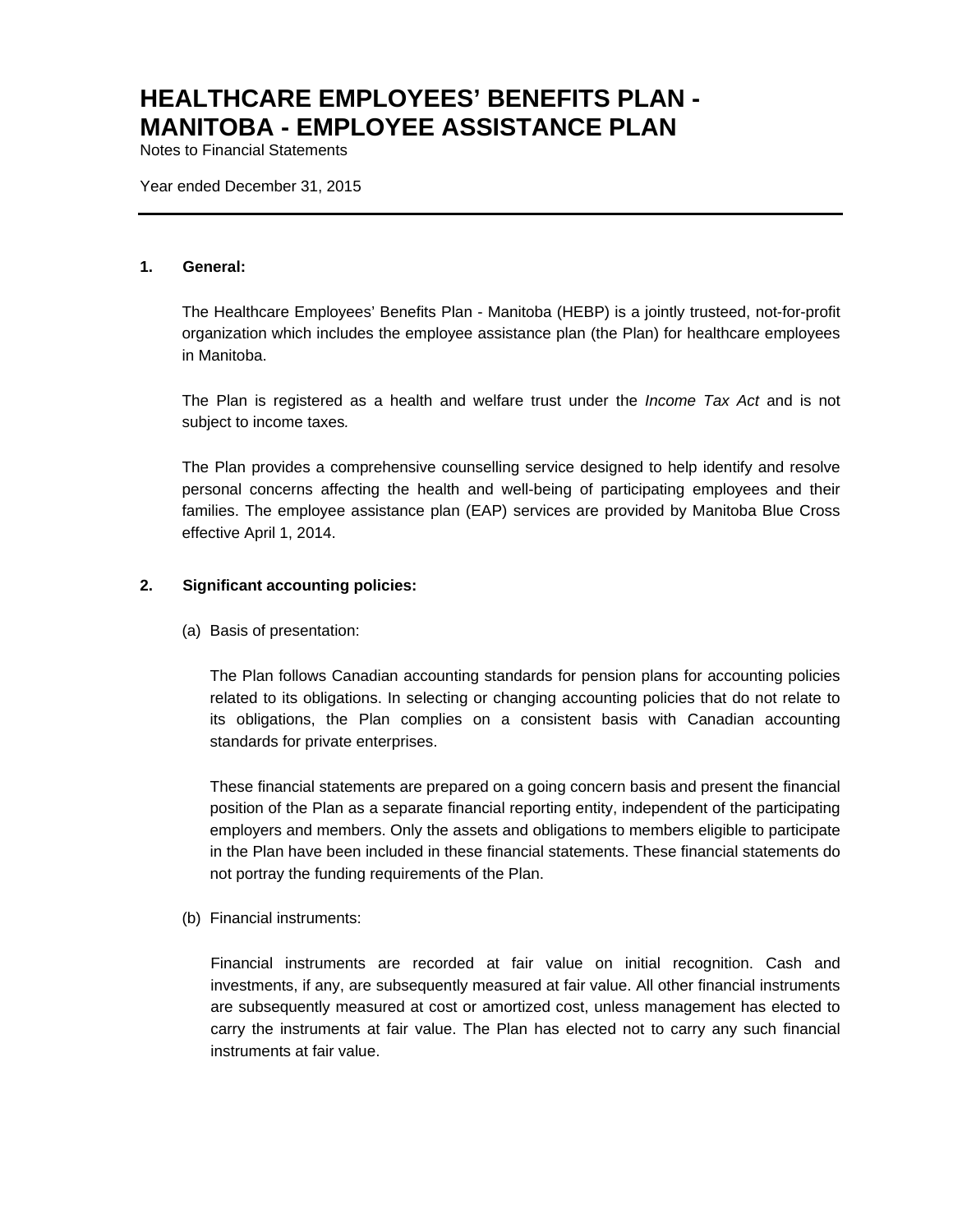# HEALTHCARE EMPLOYEES' BENEFITS PLAN - MANITOBA - EMPLOYEE ASSISTANCE PLAN

Notes to Financial Statements

Year ended December 31, 2015

---

**1. General:**

The Healthcare Employees' Benefits Plan - Manitoba (HEBP) is a jointly trusteed, not-for-profit organization which includes the employee assistance plan (the Plan) for healthcare employees in Manitoba.

The Plan is registered as a health and welfare trust under the *Income Tax Act* and is not subject to income taxes.

The Plan provides a comprehensive counselling service designed to help identify and resolve personal concerns affecting the health and well-being of participating employees and their families. The employee assistance plan (EAP) services are provided by Manitoba Blue Cross effective April 1, 2014.

**2. Significant accounting policies:**

(a) Basis of presentation:

The Plan follows Canadian accounting standards for pension plans for accounting policies related to its obligations. In selecting or changing accounting policies that do not relate to its obligations, the Plan complies on a consistent basis with Canadian accounting standards for private enterprises.

These financial statements are prepared on a going concern basis and present the financial position of the Plan as a separate financial reporting entity, independent of the participating employers and members. Only the assets and obligations to members eligible to participate in the Plan have been included in these financial statements. These financial statements do not portray the funding requirements of the Plan.

(b) Financial instruments:

Financial instruments are recorded at fair value on initial recognition. Cash and investments, if any, are subsequently measured at fair value. All other financial instruments are subsequently measured at cost or amortized cost, unless management has elected to carry the instruments at fair value. The Plan has elected not to carry any such financial instruments at fair value.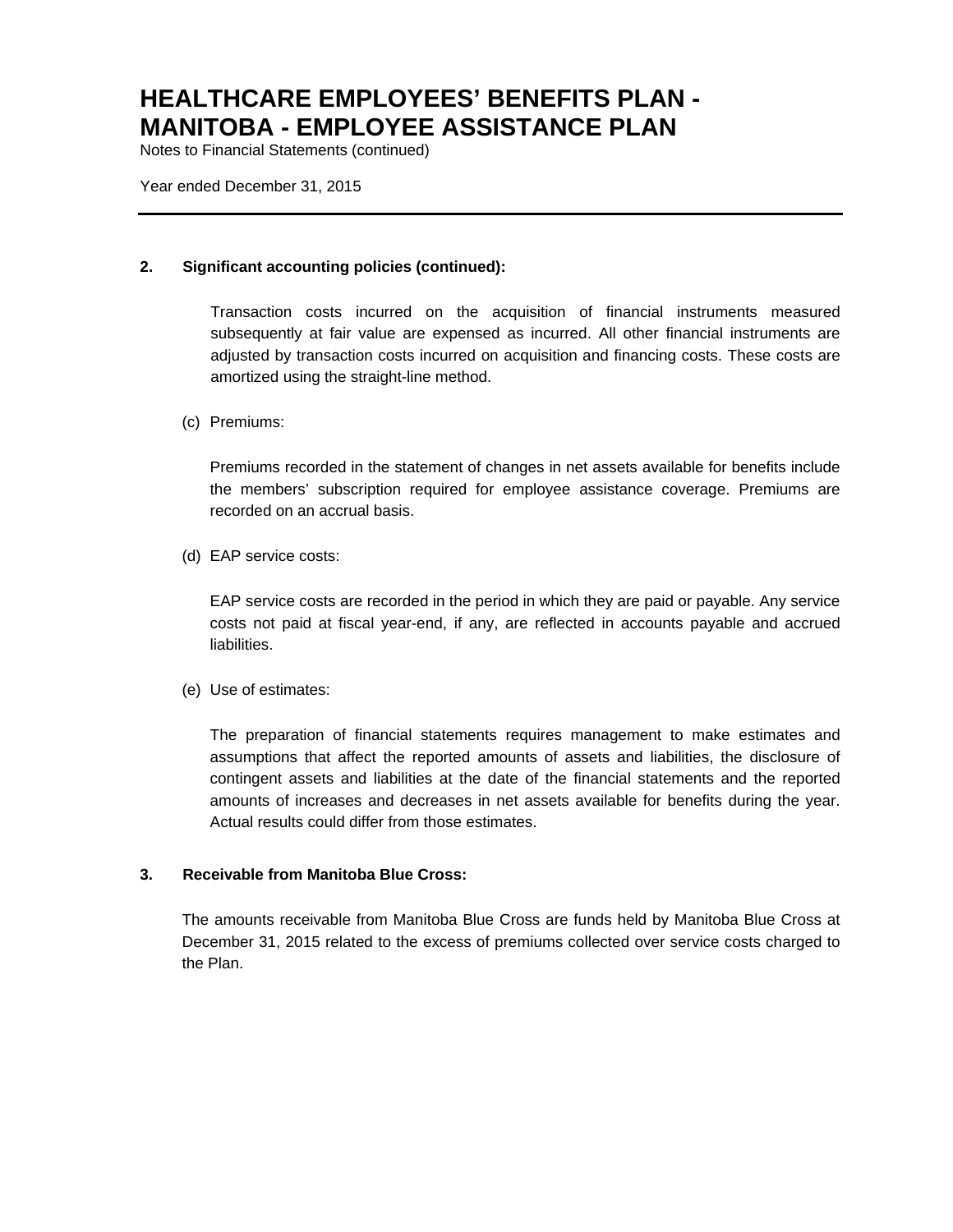## 2. Significant accounting policies (continued):

Transaction costs incurred on the acquisition of financial instruments measured subsequently at fair value are expensed as incurred. All other financial instruments are adjusted by transaction costs incurred on acquisition and financing costs. These costs are amortized using the straight-line method.

(c) Premiums:

Premiums recorded in the statement of changes in net assets available for benefits include the members' subscription required for employee assistance coverage. Premiums are recorded on an accrual basis.

(d) EAP service costs:

EAP service costs are recorded in the period in which they are paid or payable. Any service costs not paid at fiscal year-end, if any, are reflected in accounts payable and accrued liabilities.

(e) Use of estimates:

The preparation of financial statements requires management to make estimates and assumptions that affect the reported amounts of assets and liabilities, the disclosure of contingent assets and liabilities at the date of the financial statements and the reported amounts of increases and decreases in net assets available for benefits during the year. Actual results could differ from those estimates.

## 3. Receivable from Manitoba Blue Cross:

The amounts receivable from Manitoba Blue Cross are funds held by Manitoba Blue Cross at December 31, 2015 related to the excess of premiums collected over service costs charged to the Plan.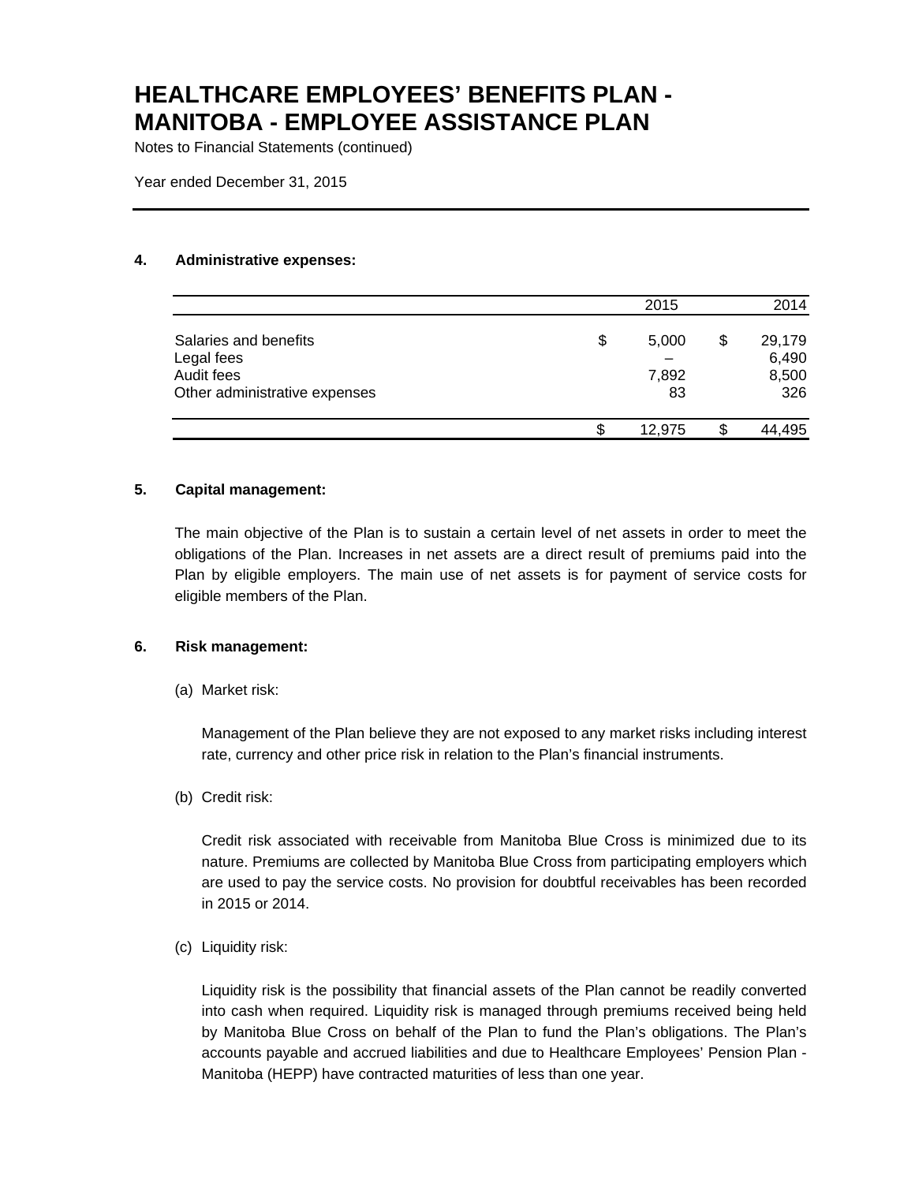# HEALTHCARE EMPLOYEES' BENEFITS PLAN - MANITOBA - EMPLOYEE ASSISTANCE PLAN

Notes to Financial Statements (continued)

Year ended December 31, 2015

## 4. Administrative expenses:

| | 2015 | 2014 |
|---|---|---|
| Salaries and benefits | $ 5,000 | $ 29,179 |
| Legal fees | – | 6,490 |
| Audit fees | 7,892 | 8,500 |
| Other administrative expenses | 83 | 326 |
| | $ 12,975 | $ 44,495 |

## 5. Capital management:

The main objective of the Plan is to sustain a certain level of net assets in order to meet the obligations of the Plan. Increases in net assets are a direct result of premiums paid into the Plan by eligible employers. The main use of net assets is for payment of service costs for eligible members of the Plan.

## 6. Risk management:

(a) Market risk:

Management of the Plan believe they are not exposed to any market risks including interest rate, currency and other price risk in relation to the Plan's financial instruments.

(b) Credit risk:

Credit risk associated with receivable from Manitoba Blue Cross is minimized due to its nature. Premiums are collected by Manitoba Blue Cross from participating employers which are used to pay the service costs. No provision for doubtful receivables has been recorded in 2015 or 2014.

(c) Liquidity risk:

Liquidity risk is the possibility that financial assets of the Plan cannot be readily converted into cash when required. Liquidity risk is managed through premiums received being held by Manitoba Blue Cross on behalf of the Plan to fund the Plan's obligations. The Plan's accounts payable and accrued liabilities and due to Healthcare Employees' Pension Plan - Manitoba (HEPP) have contracted maturities of less than one year.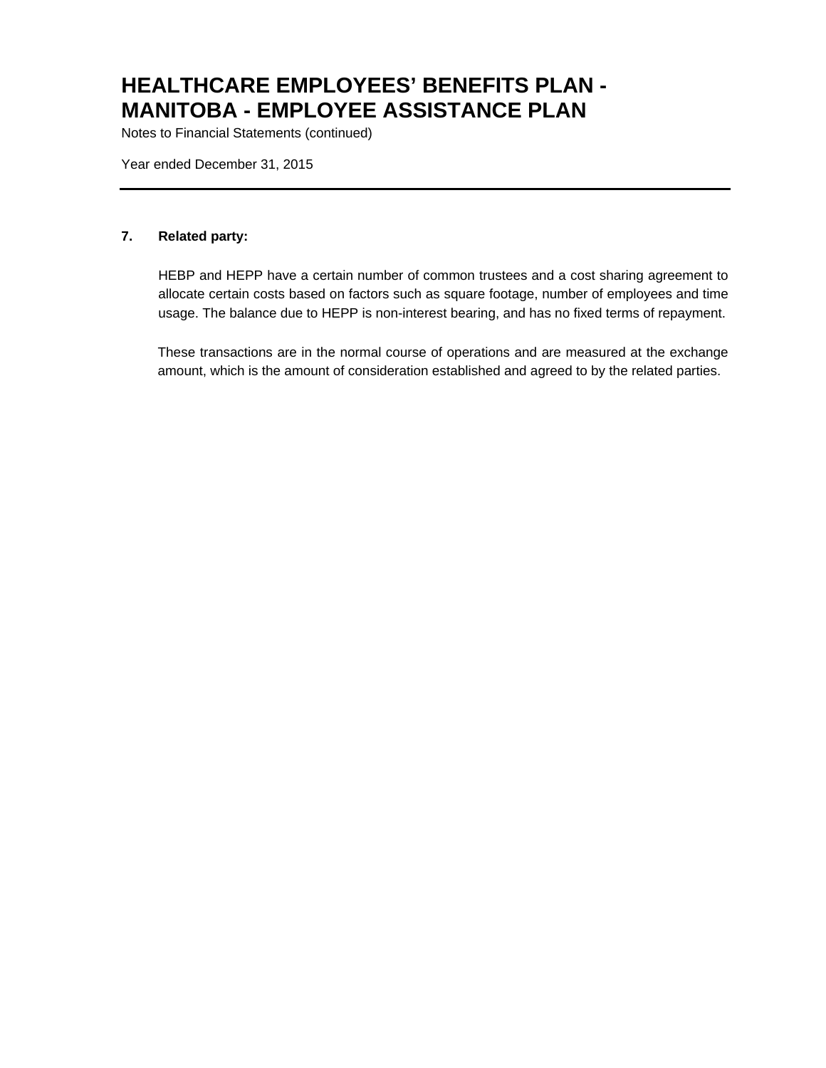# HEALTHCARE EMPLOYEES' BENEFITS PLAN - MANITOBA - EMPLOYEE ASSISTANCE PLAN

Notes to Financial Statements (continued)

Year ended December 31, 2015

---

## 7. Related party:

HEBP and HEPP have a certain number of common trustees and a cost sharing agreement to allocate certain costs based on factors such as square footage, number of employees and time usage. The balance due to HEPP is non-interest bearing, and has no fixed terms of repayment.

These transactions are in the normal course of operations and are measured at the exchange amount, which is the amount of consideration established and agreed to by the related parties.